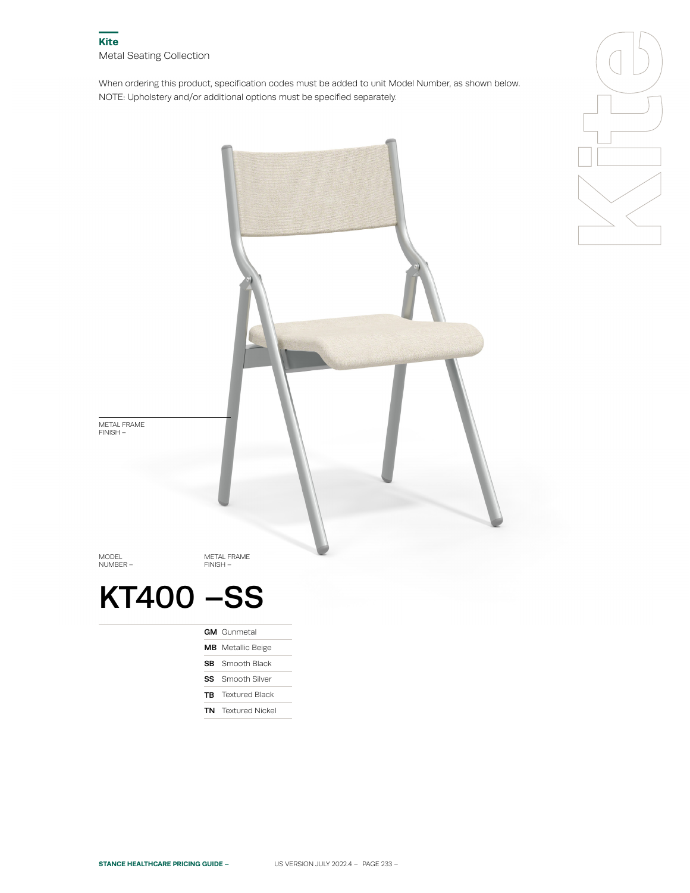**Kite**

Metal Seating Collection

When ordering this product, specification codes must be added to unit Model Number, as shown below.
NOTE: Upholstery and/or additional options must be specified separately.

METAL FRAME FINISH –

MODEL NUMBER – | METAL FRAME FINISH –

# KT400 –SS

| Code | Finish |
|---|---|
| **GM** | Gunmetal |
| **MB** | Metallic Beige |
| **SB** | Smooth Black |
| **SS** | Smooth Silver |
| **TB** | Textured Black |
| **TN** | Textured Nickel |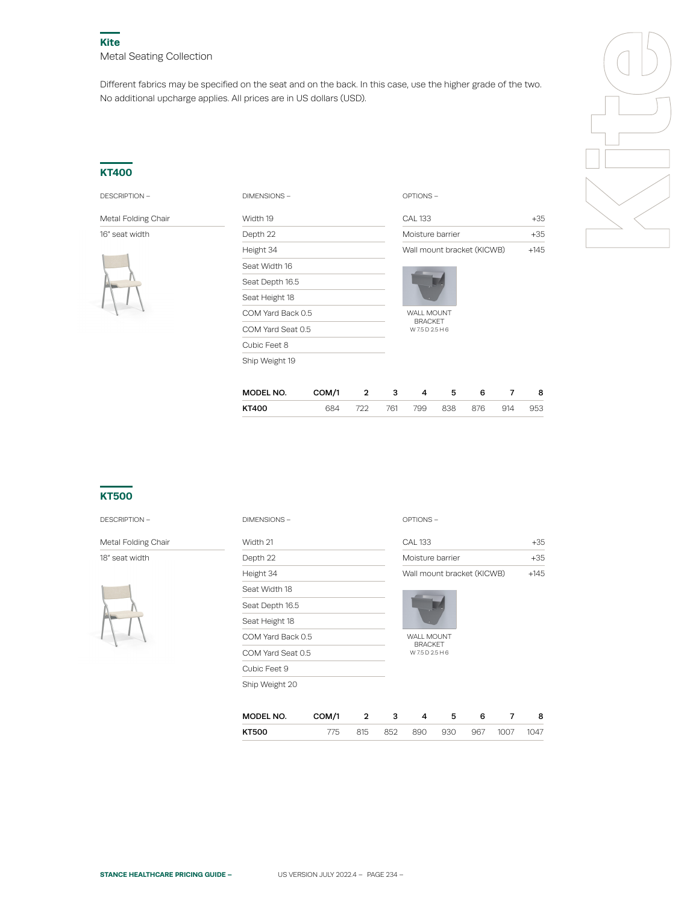## Kite

Metal Seating Collection

Different fabrics may be specified on the seat and on the back. In this case, use the higher grade of the two. No additional upcharge applies. All prices are in US dollars (USD).

### KT400

DESCRIPTION –

Metal Folding Chair

16" seat width

DIMENSIONS –

- Width 19
- Depth 22
- Height 34
- Seat Width 16
- Seat Depth 16.5
- Seat Height 18
- COM Yard Back 0.5
- COM Yard Seat 0.5
- Cubic Feet 8
- Ship Weight 19

OPTIONS –

| | |
|---|---|
| CAL 133 | +35 |
| Moisture barrier | +35 |
| Wall mount bracket (KICWB) | +145 |

WALL MOUNT BRACKET
W 7.5 D 2.5 H 6

| MODEL NO. | COM/1 | 2 | 3 | 4 | 5 | 6 | 7 | 8 |
|---|---|---|---|---|---|---|---|---|
| KT400 | 684 | 722 | 761 | 799 | 838 | 876 | 914 | 953 |

### KT500

DESCRIPTION –

Metal Folding Chair

18" seat width

DIMENSIONS –

- Width 21
- Depth 22
- Height 34
- Seat Width 18
- Seat Depth 16.5
- Seat Height 18
- COM Yard Back 0.5
- COM Yard Seat 0.5
- Cubic Feet 9
- Ship Weight 20

OPTIONS –

| | |
|---|---|
| CAL 133 | +35 |
| Moisture barrier | +35 |
| Wall mount bracket (KICWB) | +145 |

WALL MOUNT BRACKET
W 7.5 D 2.5 H 6

| MODEL NO. | COM/1 | 2 | 3 | 4 | 5 | 6 | 7 | 8 |
|---|---|---|---|---|---|---|---|---|
| KT500 | 775 | 815 | 852 | 890 | 930 | 967 | 1007 | 1047 |